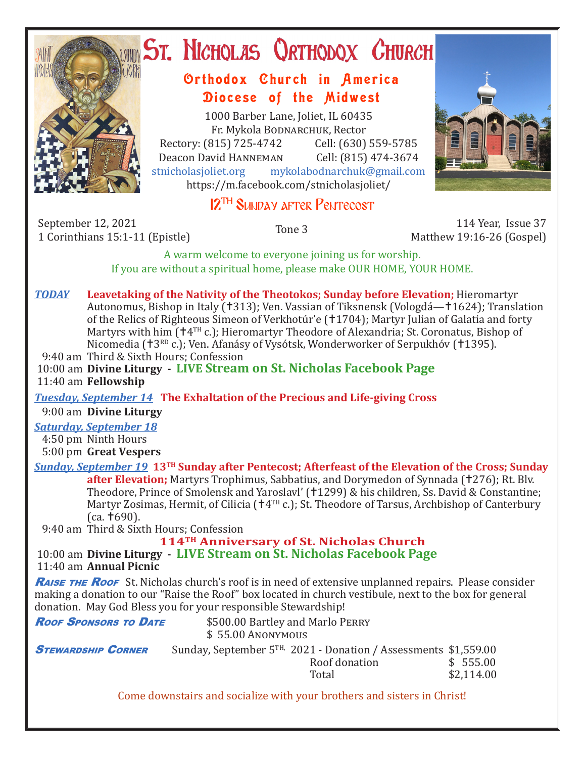# St. Nicholas Orthodox Church

## Orthodox Church in America
## Diocese of the Midwest

1000 Barber Lane, Joliet, IL 60435
Fr. Mykola Bodnarchuk, Rector
Rectory: (815) 725-4742 Cell: (630) 559-5785
Deacon David Hanneman Cell: (815) 474-3674
stnicholasjoliet.org mykolabodnarchuk@gmail.com
https://m.facebook.com/stnicholasjoliet/

## 12TH Sunday after Pentecost

September 12, 2021
1 Corinthians 15:1-11 (Epistle)

Tone 3

114 Year, Issue 37
Matthew 19:16-26 (Gospel)

A warm welcome to everyone joining us for worship.
If you are without a spiritual home, please make OUR HOME, YOUR HOME.

***TODAY*** **Leavetaking of the Nativity of the Theotokos; Sunday before Elevation;** Hieromartyr Autonomus, Bishop in Italy (✝313); Ven. Vassian of Tiksnensk (Vologdá—✝1624); Translation of the Relics of Righteous Simeon of Verkhotúr'e (✝1704); Martyr Julian of Galatia and forty Martyrs with him (✝4TH c.); Hieromartyr Theodore of Alexandria; St. Coronatus, Bishop of Nicomedia (✝3RD c.); Ven. Afanásy of Vysótsk, Wonderworker of Serpukhóv (✝1395).

9:40 am Third & Sixth Hours; Confession
10:00 am **Divine Liturgy - LIVE Stream on St. Nicholas Facebook Page**
11:40 am **Fellowship**

***Tuesday, September 14*** **The Exhaltation of the Precious and Life-giving Cross**

9:00 am **Divine Liturgy**

***Saturday, September 18***

4:50 pm Ninth Hours
5:00 pm **Great Vespers**

***Sunday, September 19*** **13TH Sunday after Pentecost; Afterfeast of the Elevation of the Cross; Sunday after Elevation;** Martyrs Trophimus, Sabbatius, and Dorymedon of Synnada (✝276); Rt. Blv. Theodore, Prince of Smolensk and Yaroslavl' (✝1299) & his children, Ss. David & Constantine; Martyr Zosimas, Hermit, of Cilicia (✝4TH c.); St. Theodore of Tarsus, Archbishop of Canterbury (ca. ✝690).

9:40 am Third & Sixth Hours; Confession

**114TH Anniversary of St. Nicholas Church**

10:00 am **Divine Liturgy - LIVE Stream on St. Nicholas Facebook Page**
11:40 am **Annual Picnic**

***Raise the Roof*** St. Nicholas church's roof is in need of extensive unplanned repairs. Please consider making a donation to our "Raise the Roof" box located in church vestibule, next to the box for general donation. May God Bless you for your responsible Stewardship!

***Roof Sponsors to Date***
$500.00 Bartley and Marlo Perry
$ 55.00 Anonymous

***Stewardship Corner***

| Sunday, September 5TH, 2021 - Donation / Assessments | $1,559.00 |
|---|---|
| Roof donation | $ 555.00 |
| Total | $2,114.00 |

Come downstairs and socialize with your brothers and sisters in Christ!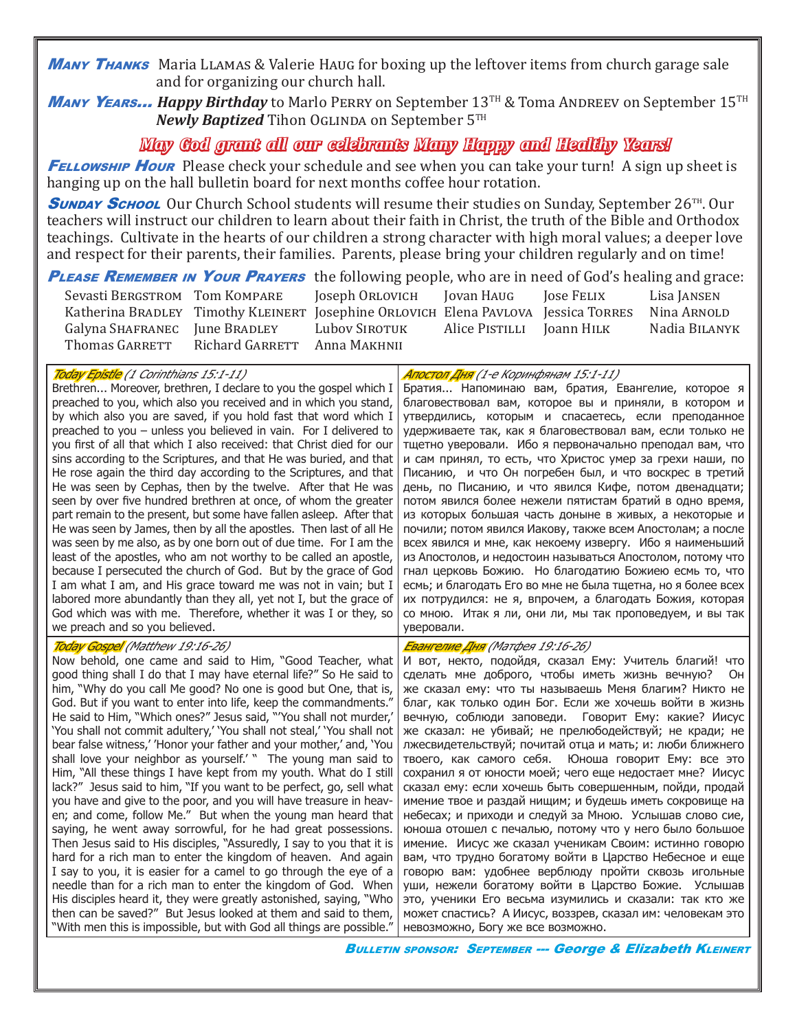**Many Thanks** Maria Llamas & Valerie Haug for boxing up the leftover items from church garage sale and for organizing our church hall.

**Many Years...** ***Happy Birthday*** to Marlo Perry on September 13TH & Toma Andreev on September 15TH
***Newly Baptized*** Tihon Oglinda on September 5TH

***May God grant all our celebrants Many Happy and Healthy Years!***

**Fellowship Hour** Please check your schedule and see when you can take your turn! A sign up sheet is hanging up on the hall bulletin board for next months coffee hour rotation.

**Sunday School** Our Church School students will resume their studies on Sunday, September 26TH. Our teachers will instruct our children to learn about their faith in Christ, the truth of the Bible and Orthodox teachings. Cultivate in the hearts of our children a strong character with high moral values; a deeper love and respect for their parents, their families. Parents, please bring your children regularly and on time!

**Please Remember in Your Prayers** the following people, who are in need of God's healing and grace:

| | | | | | |
|---|---|---|---|---|---|
| Sevasti Bergstrom | Tom Kompare | Joseph Orlovich | Jovan Haug | Jose Felix | Lisa Jansen |
| Katherina Bradley | Timothy Kleinert | Josephine Orlovich | Elena Pavlova | Jessica Torres | Nina Arnold |
| Galyna Shafranec | June Bradley | Lubov Sirotuk | Alice Pistilli | Joann Hilk | Nadia Bilanyk |
| Thomas Garrett | Richard Garrett | Anna Makhnii | | | |

*Today Epistle (1 Corinthians 15:1-11)*

Brethren... Moreover, brethren, I declare to you the gospel which I preached to you, which also you received and in which you stand, by which also you are saved, if you hold fast that word which I preached to you – unless you believed in vain. For I delivered to you first of all that which I also received: that Christ died for our sins according to the Scriptures, and that He was buried, and that He rose again the third day according to the Scriptures, and that He was seen by Cephas, then by the twelve. After that He was seen by over five hundred brethren at once, of whom the greater part remain to the present, but some have fallen asleep. After that He was seen by James, then by all the apostles. Then last of all He was seen by me also, as by one born out of due time. For I am the least of the apostles, who am not worthy to be called an apostle, because I persecuted the church of God. But by the grace of God I am what I am, and His grace toward me was not in vain; but I labored more abundantly than they all, yet not I, but the grace of God which was with me. Therefore, whether it was I or they, so we preach and so you believed.

*Апостол Дня (1-е Коринфянам 15:1-11)*

Братия... Напоминаю вам, братия, Евангелие, которое я благовествовал вам, которое вы и приняли, в котором и утвердились, которым и спасаетесь, если преподанное удерживаете так, как я благовествовал вам, если только не тщетно уверовали. Ибо я первоначально преподал вам, что и сам принял, то есть, что Христос умер за грехи наши, по Писанию, и что Он погребен был, и что воскрес в третий день, по Писанию, и что явился Кифе, потом двенадцати; потом явился более нежели пятистам братий в одно время, из которых большая часть доныне в живых, а некоторые и почили; потом явился Иакову, также всем Апостолам; а после всех явился и мне, как некоему извергу. Ибо я наименьший из Апостолов, и недостоин называться Апостолом, потому что гнал церковь Божию. Но благодатию Божиею есмь то, что есмь; и благодать Его во мне не была тщетна, но я более всех их потрудился: не я, впрочем, а благодать Божия, которая со мною. Итак я ли, они ли, мы так проповедуем, и вы так уверовали.

*Today Gospel (Matthew 19:16-26)*

Now behold, one came and said to Him, "Good Teacher, what good thing shall I do that I may have eternal life?" So He said to him, "Why do you call Me good? No one is good but One, that is, God. But if you want to enter into life, keep the commandments." He said to Him, "Which ones?" Jesus said, "'You shall not murder,' 'You shall not commit adultery,' 'You shall not steal,' 'You shall not bear false witness,' 'Honor your father and your mother,' and, 'You shall love your neighbor as yourself.' " The young man said to Him, "All these things I have kept from my youth. What do I still lack?" Jesus said to him, "If you want to be perfect, go, sell what you have and give to the poor, and you will have treasure in heaven; and come, follow Me." But when the young man heard that saying, he went away sorrowful, for he had great possessions. Then Jesus said to His disciples, "Assuredly, I say to you that it is hard for a rich man to enter the kingdom of heaven. And again I say to you, it is easier for a camel to go through the eye of a needle than for a rich man to enter the kingdom of God. When His disciples heard it, they were greatly astonished, saying, "Who then can be saved?" But Jesus looked at them and said to them, "With men this is impossible, but with God all things are possible."

*Евангелие Дня (Матфея 19:16-26)*

И вот, некто, подойдя, сказал Ему: Учитель благий! что сделать мне доброго, чтобы иметь жизнь вечную? Он же сказал ему: что ты называешь Меня благим? Никто не благ, как только один Бог. Если же хочешь войти в жизнь вечную, соблюди заповеди. Говорит Ему: какие? Иисус же сказал: не убивай; не прелюбодействуй; не кради; не лжесвидетельствуй; почитай отца и мать; и: люби ближнего твоего, как самого себя. Юноша говорит Ему: все это сохранил я от юности моей; чего еще недостает мне? Иисус сказал ему: если хочешь быть совершенным, пойди, продай имение твое и раздай нищим; и будешь иметь сокровище на небесах; и приходи и следуй за Мною. Услышав слово сие, юноша отошел с печалью, потому что у него было большое имение. Иисус же сказал ученикам Своим: истинно говорю вам, что трудно богатому войти в Царство Небесное и еще говорю вам: удобнее верблюду пройти сквозь игольные уши, нежели богатому войти в Царство Божие. Услышав это, ученики Его весьма изумились и сказали: так кто же может спастись? А Иисус, воззрев, сказал им: человекам это невозможно, Богу же все возможно.

**Bulletin sponsor: September --- George & Elizabeth Kleinert**